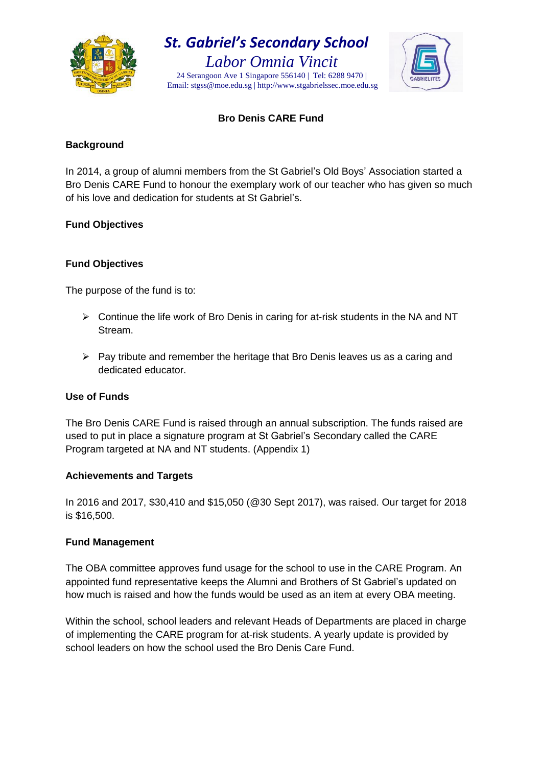# St. Gabriel's Secondary School

*Labor Omnia Vincit*

24 Serangoon Ave 1 Singapore 556140 | Tel: 6288 9470 |
Email: stgss@moe.edu.sg | http://www.stgabrielssec.moe.edu.sg

## Bro Denis CARE Fund

### Background

In 2014, a group of alumni members from the St Gabriel's Old Boys' Association started a Bro Denis CARE Fund to honour the exemplary work of our teacher who has given so much of his love and dedication for students at St Gabriel's.

### Fund Objectives

### Fund Objectives

The purpose of the fund is to:

- Continue the life work of Bro Denis in caring for at-risk students in the NA and NT Stream.
- Pay tribute and remember the heritage that Bro Denis leaves us as a caring and dedicated educator.

### Use of Funds

The Bro Denis CARE Fund is raised through an annual subscription. The funds raised are used to put in place a signature program at St Gabriel's Secondary called the CARE Program targeted at NA and NT students. (Appendix 1)

### Achievements and Targets

In 2016 and 2017, $30,410 and $15,050 (@30 Sept 2017), was raised. Our target for 2018 is $16,500.

### Fund Management

The OBA committee approves fund usage for the school to use in the CARE Program. An appointed fund representative keeps the Alumni and Brothers of St Gabriel's updated on how much is raised and how the funds would be used as an item at every OBA meeting.

Within the school, school leaders and relevant Heads of Departments are placed in charge of implementing the CARE program for at-risk students. A yearly update is provided by school leaders on how the school used the Bro Denis Care Fund.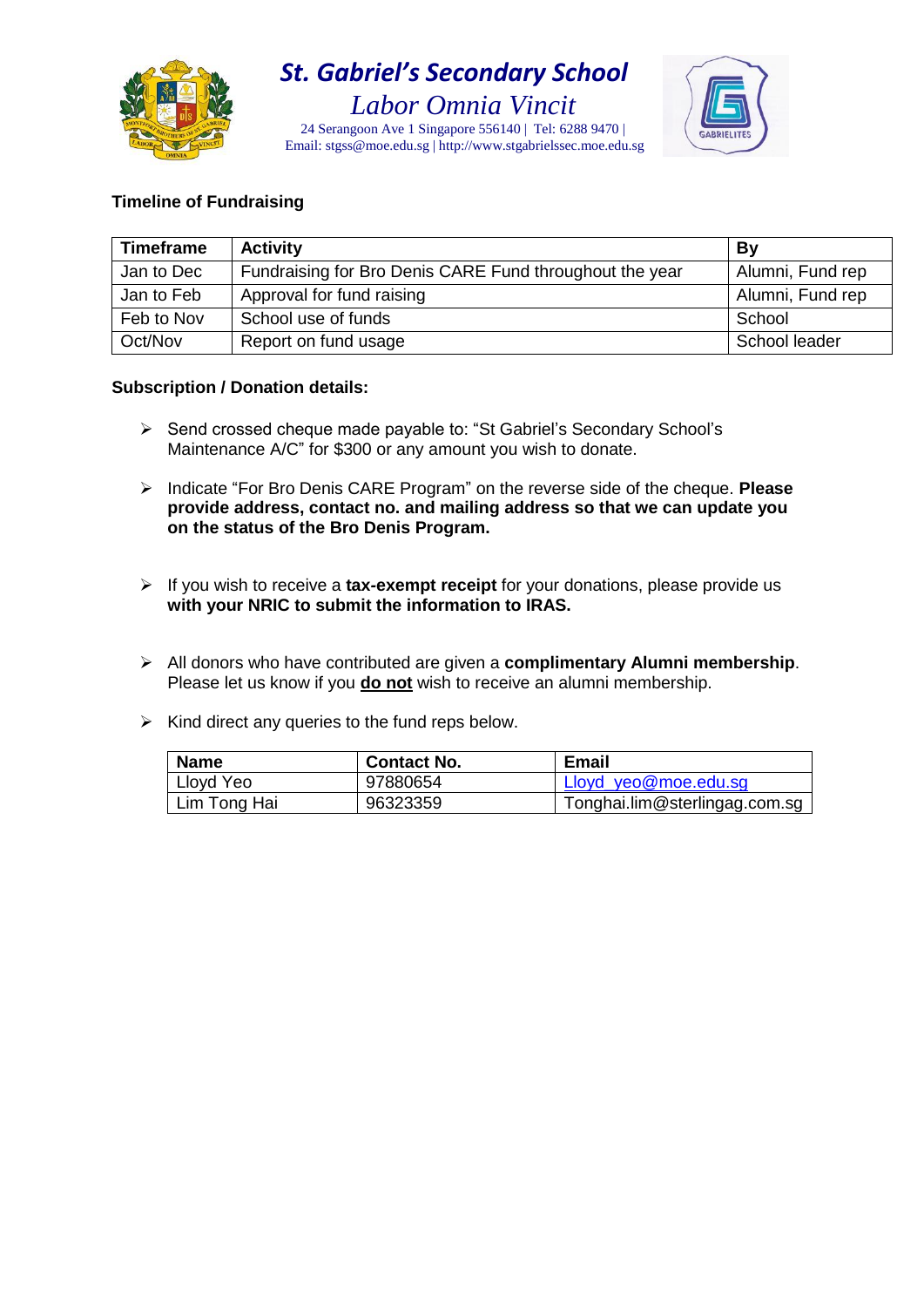# St. Gabriel's Secondary School

*Labor Omnia Vincit*

24 Serangoon Ave 1 Singapore 556140 | Tel: 6288 9470 |
Email: stgss@moe.edu.sg | http://www.stgabrielssec.moe.edu.sg

**Timeline of Fundraising**

| Timeframe | Activity | By |
|---|---|---|
| Jan to Dec | Fundraising for Bro Denis CARE Fund throughout the year | Alumni, Fund rep |
| Jan to Feb | Approval for fund raising | Alumni, Fund rep |
| Feb to Nov | School use of funds | School |
| Oct/Nov | Report on fund usage | School leader |

**Subscription / Donation details:**

- Send crossed cheque made payable to: "St Gabriel's Secondary School's Maintenance A/C" for $300 or any amount you wish to donate.
- Indicate "For Bro Denis CARE Program" on the reverse side of the cheque. **Please provide address, contact no. and mailing address so that we can update you on the status of the Bro Denis Program.**
- If you wish to receive a **tax-exempt receipt** for your donations, please provide us **with your NRIC to submit the information to IRAS.**
- All donors who have contributed are given a **complimentary Alumni membership**. Please let us know if you **do not** wish to receive an alumni membership.
- Kind direct any queries to the fund reps below.

| Name | Contact No. | Email |
|---|---|---|
| Lloyd Yeo | 97880654 | Lloyd_yeo@moe.edu.sg |
| Lim Tong Hai | 96323359 | Tonghai.lim@sterlingag.com.sg |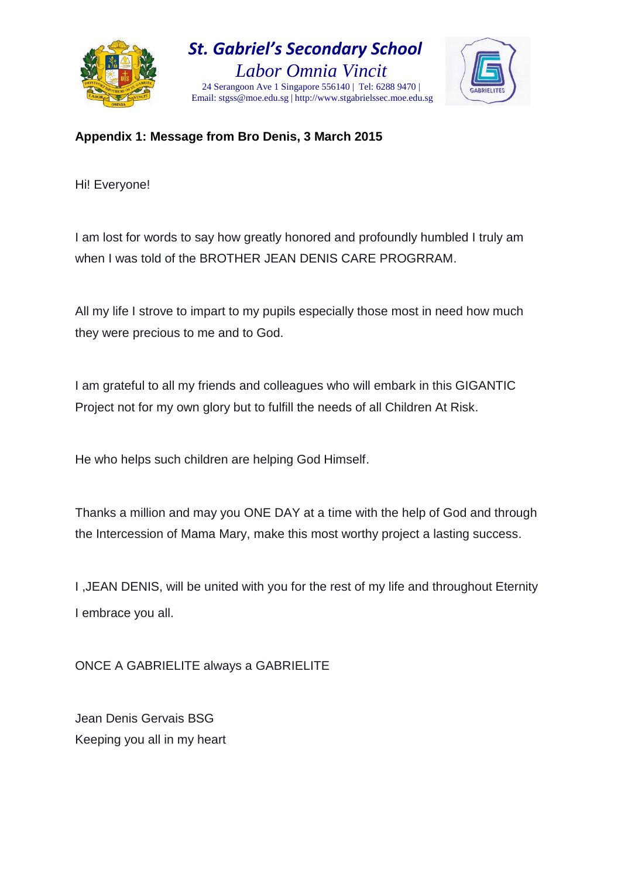**St. Gabriel's Secondary School**
*Labor Omnia Vincit*
24 Serangoon Ave 1 Singapore 556140 | Tel: 6288 9470 |
Email: stgss@moe.edu.sg | http://www.stgabrielssec.moe.edu.sg

**Appendix 1: Message from Bro Denis, 3 March 2015**

Hi! Everyone!

I am lost for words to say how greatly honored and profoundly humbled I truly am when I was told of the BROTHER JEAN DENIS CARE PROGRRAM.

All my life I strove to impart to my pupils especially those most in need how much they were precious to me and to God.

I am grateful to all my friends and colleagues who will embark in this GIGANTIC Project not for my own glory but to fulfill the needs of all Children At Risk.

He who helps such children are helping God Himself.

Thanks a million and may you ONE DAY at a time with the help of God and through the Intercession of Mama Mary, make this most worthy project a lasting success.

I ,JEAN DENIS, will be united with you for the rest of my life and throughout Eternity I embrace you all.

ONCE A GABRIELITE always a GABRIELITE

Jean Denis Gervais BSG
Keeping you all in my heart